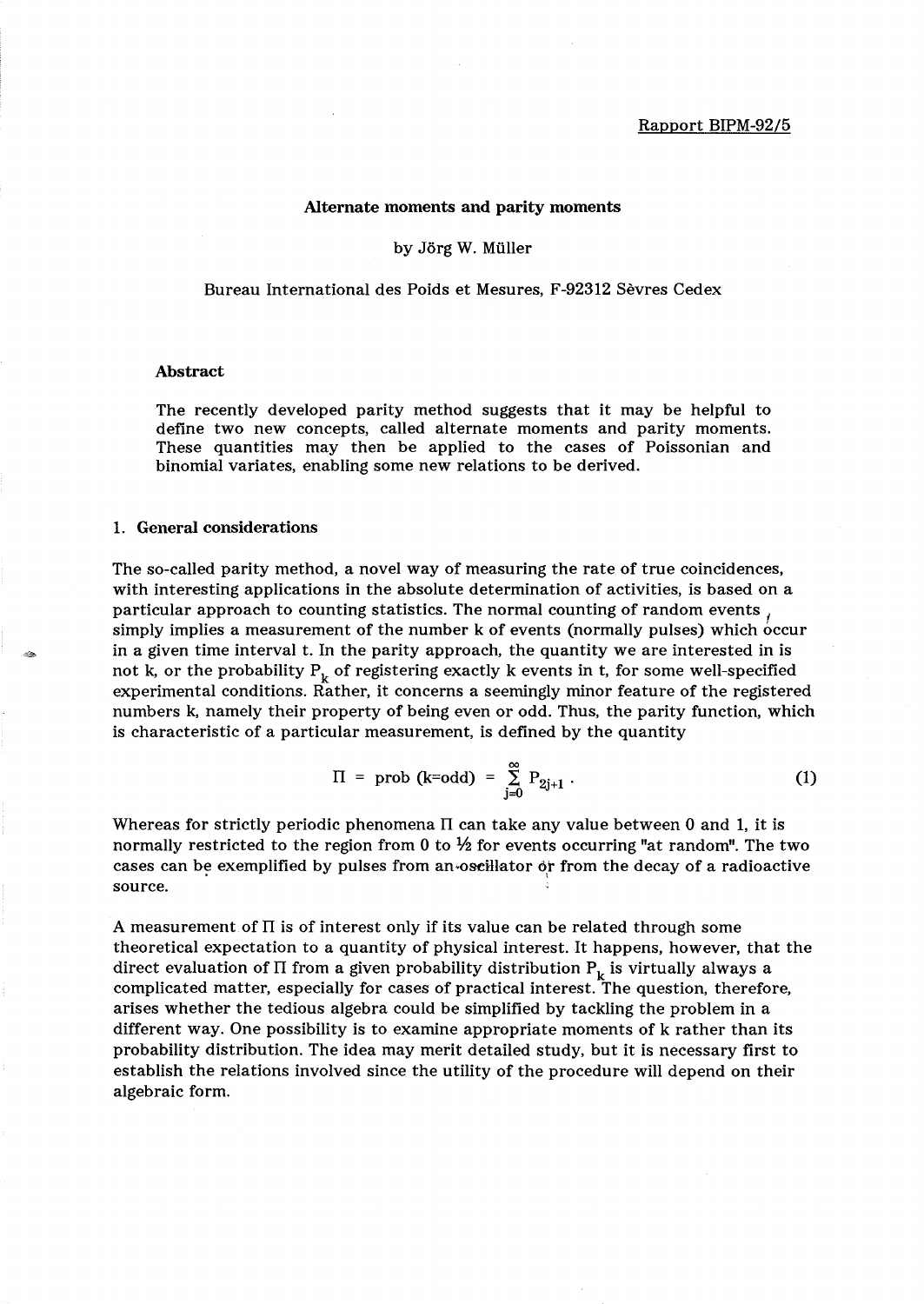Rapport BIPM-92/5

# Alternate moments and parity moments

by Jörg W. Müller

Bureau International des Poids et Mesures, F-92312 Sèvres Cedex

### Abstract

The recently developed parity method suggests that it may be helpful to define two new concepts, called alternate moments and parity moments. These quantities may then be applied to the cases of Poissonian and binomial variates, enabling some new relations to be derived.

## 1. General considerations

The so-called parity method, a novel way of measuring the rate of true coincidences, with interesting applications in the absolute determination of activities, is based on a particular approach to counting statistics. The normal counting of random events simply implies a measurement of the number k of events (normally pulses) which occur in a given time interval t. In the parity approach, the quantity we are interested in is not k, or the probability $P_k$ of registering exactly k events in t, for some well-specified experimental conditions. Rather, it concerns a seemingly minor feature of the registered numbers k, namely their property of being even or odd. Thus, the parity function, which is characteristic of a particular measurement, is defined by the quantity

$$\Pi = \text{prob}\,(k{=}\text{odd}) = \sum_{j=0}^{\infty} P_{2j+1} \, . \qquad (1)$$

Whereas for strictly periodic phenomena $\Pi$ can take any value between 0 and 1, it is normally restricted to the region from 0 to ½ for events occurring "at random". The two cases can be exemplified by pulses from an oscillator or from the decay of a radioactive source.

A measurement of $\Pi$ is of interest only if its value can be related through some theoretical expectation to a quantity of physical interest. It happens, however, that the direct evaluation of $\Pi$ from a given probability distribution $P_k$ is virtually always a complicated matter, especially for cases of practical interest. The question, therefore, arises whether the tedious algebra could be simplified by tackling the problem in a different way. One possibility is to examine appropriate moments of k rather than its probability distribution. The idea may merit detailed study, but it is necessary first to establish the relations involved since the utility of the procedure will depend on their algebraic form.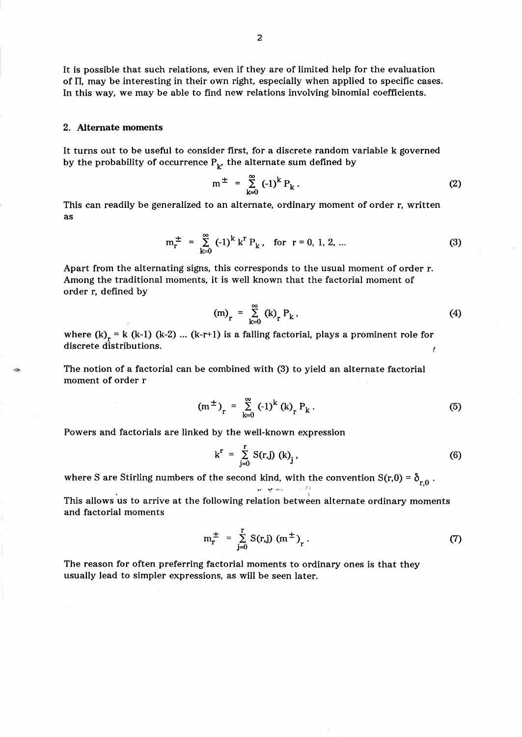It is possible that such relations, even if they are of limited help for the evaluation of Π, may be interesting in their own right, especially when applied to specific cases. In this way, we may be able to find new relations involving binomial coefficients.

## 2. Alternate moments

It turns out to be useful to consider first, for a discrete random variable k governed by the probability of occurrence $P_k$, the alternate sum defined by

$$m^{\pm} = \sum_{k=0}^{\infty} (-1)^k P_k . \tag{2}$$

This can readily be generalized to an alternate, ordinary moment of order r, written as

$$m_r^{\pm} = \sum_{k=0}^{\infty} (-1)^k k^r P_k , \quad \text{for } r = 0, 1, 2, \ldots \tag{3}$$

Apart from the alternating signs, this corresponds to the usual moment of order r. Among the traditional moments, it is well known that the factorial moment of order r, defined by

$$(m)_r = \sum_{k=0}^{\infty} (k)_r P_k , \tag{4}$$

where $(k)_r = k\,(k-1)\,(k-2)\,\ldots\,(k-r+1)$ is a falling factorial, plays a prominent role for discrete distributions.

The notion of a factorial can be combined with (3) to yield an alternate factorial moment of order r

$$(m^{\pm})_r = \sum_{k=0}^{\infty} (-1)^k (k)_r P_k . \tag{5}$$

Powers and factorials are linked by the well-known expression

$$k^r = \sum_{j=0}^{r} S(r,j)\,(k)_j , \tag{6}$$

where S are Stirling numbers of the second kind, with the convention $S(r,0) = \delta_{r,0}$ .

This allows us to arrive at the following relation between alternate ordinary moments and factorial moments

$$m_r^{\pm} = \sum_{j=0}^{r} S(r,j)\,(m^{\pm})_r . \tag{7}$$

The reason for often preferring factorial moments to ordinary ones is that they usually lead to simpler expressions, as will be seen later.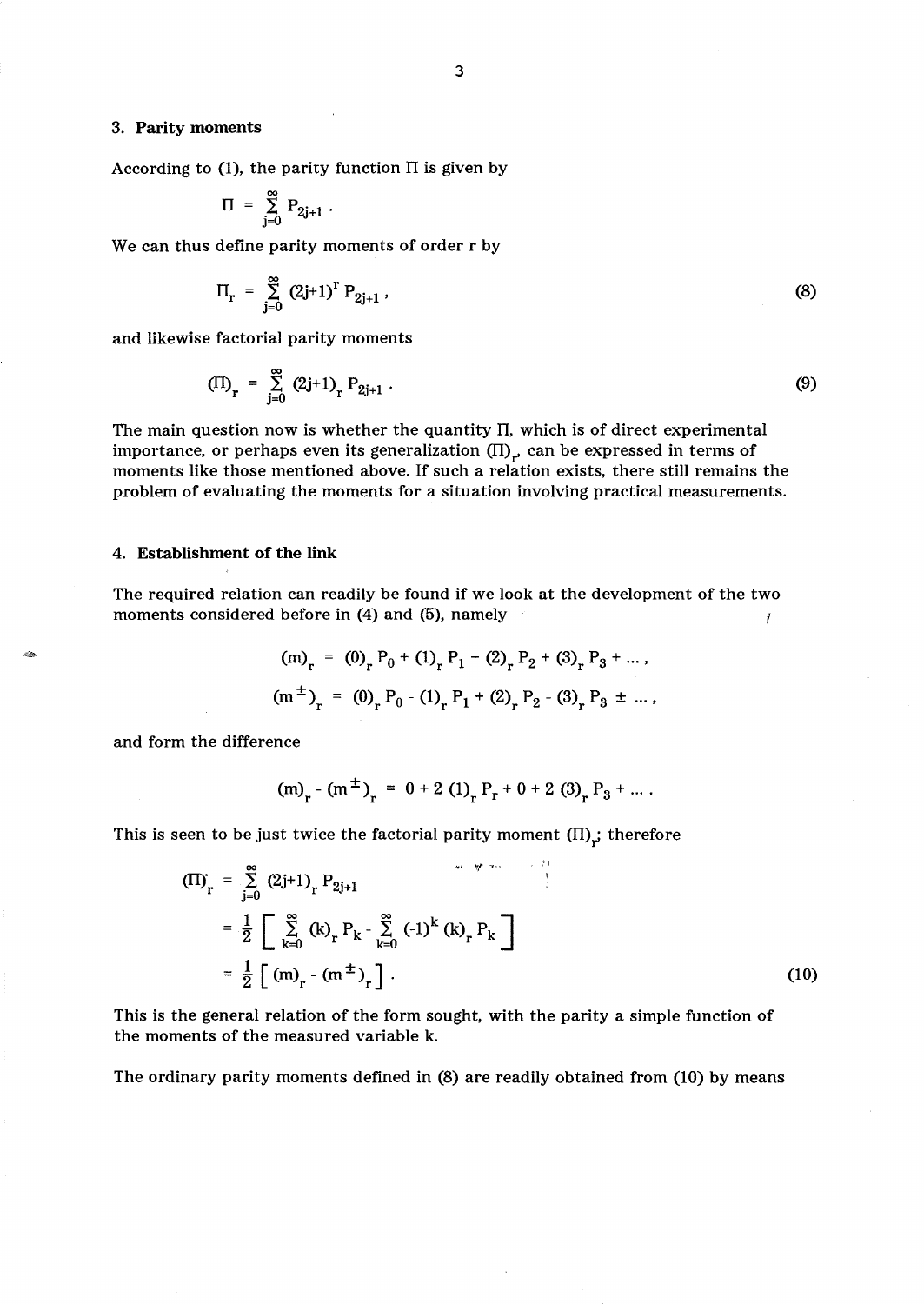## 3. Parity moments

According to (1), the parity function $\Pi$ is given by

$$\Pi = \sum_{j=0}^{\infty} P_{2j+1} .$$

We can thus define parity moments of order r by

$$\Pi_r = \sum_{j=0}^{\infty} (2j+1)^r P_{2j+1} , \tag{8}$$

and likewise factorial parity moments

$$(\Pi)_r = \sum_{j=0}^{\infty} (2j+1)_r P_{2j+1} . \tag{9}$$

The main question now is whether the quantity $\Pi$, which is of direct experimental importance, or perhaps even its generalization $(\Pi)_r$, can be expressed in terms of moments like those mentioned above. If such a relation exists, there still remains the problem of evaluating the moments for a situation involving practical measurements.

## 4. Establishment of the link

The required relation can readily be found if we look at the development of the two moments considered before in (4) and (5), namely

$$(m)_r = (0)_r P_0 + (1)_r P_1 + (2)_r P_2 + (3)_r P_3 + \dots ,$$

$$(m^{\pm})_r = (0)_r P_0 - (1)_r P_1 + (2)_r P_2 - (3)_r P_3 \pm \dots ,$$

and form the difference

$$(m)_r - (m^{\pm})_r = 0 + 2\,(1)_r P_r + 0 + 2\,(3)_r P_3 + \dots .$$

This is seen to be just twice the factorial parity moment $(\Pi)_r$; therefore

$$\begin{aligned}
(\Pi)_r &= \sum_{j=0}^{\infty} (2j+1)_r P_{2j+1} \\
&= \frac{1}{2} \left[ \sum_{k=0}^{\infty} (k)_r P_k - \sum_{k=0}^{\infty} (-1)^k (k)_r P_k \right] \\
&= \frac{1}{2} \left[ (m)_r - (m^{\pm})_r \right] .
\end{aligned} \tag{10}$$

This is the general relation of the form sought, with the parity a simple function of the moments of the measured variable k.

The ordinary parity moments defined in (8) are readily obtained from (10) by means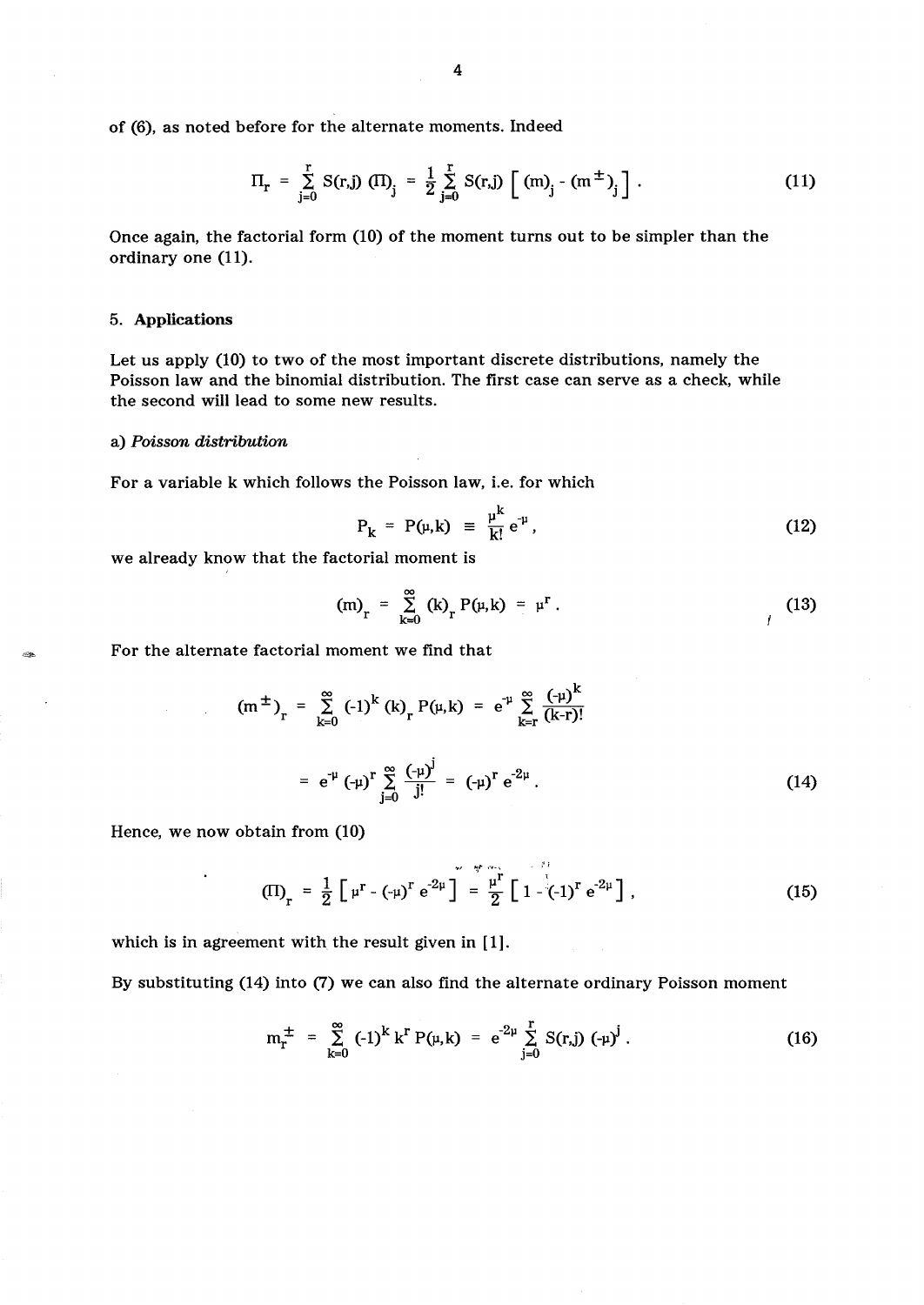of (6), as noted before for the alternate moments. Indeed

$$\Pi_r = \sum_{j=0}^{r} S(r,j)\,(\Pi)_j = \frac{1}{2}\sum_{j=0}^{r} S(r,j)\left[\,(m)_j - (m^{\pm})_j\,\right]. \tag{11}$$

Once again, the factorial form (10) of the moment turns out to be simpler than the ordinary one (11).

## 5. **Applications**

Let us apply (10) to two of the most important discrete distributions, namely the Poisson law and the binomial distribution. The first case can serve as a check, while the second will lead to some new results.

### a) *Poisson distribution*

For a variable k which follows the Poisson law, i.e. for which

$$P_k = P(\mu,k) \equiv \frac{\mu^k}{k!}\,e^{-\mu}, \tag{12}$$

we already know that the factorial moment is

$$(m)_r = \sum_{k=0}^{\infty} (k)_r\, P(\mu,k) = \mu^r. \tag{13}$$

For the alternate factorial moment we find that

$$(m^{\pm})_r = \sum_{k=0}^{\infty} (-1)^k\,(k)_r\,P(\mu,k) = e^{-\mu}\sum_{k=r}^{\infty}\frac{(-\mu)^k}{(k-r)!}$$

$$= e^{-\mu}\,(-\mu)^r \sum_{j=0}^{\infty}\frac{(-\mu)^j}{j!} = (-\mu)^r\,e^{-2\mu}. \tag{14}$$

Hence, we now obtain from (10)

$$(\Pi)_r = \frac{1}{2}\left[\,\mu^r - (-\mu)^r\,e^{-2\mu}\,\right] = \frac{\mu^r}{2}\left[\,1 - (-1)^r\,e^{-2\mu}\,\right], \tag{15}$$

which is in agreement with the result given in [1].

By substituting (14) into (7) we can also find the alternate ordinary Poisson moment

$$m_r^{\pm} = \sum_{k=0}^{\infty} (-1)^k\,k^r\,P(\mu,k) = e^{-2\mu}\sum_{j=0}^{r} S(r,j)\,(-\mu)^j. \tag{16}$$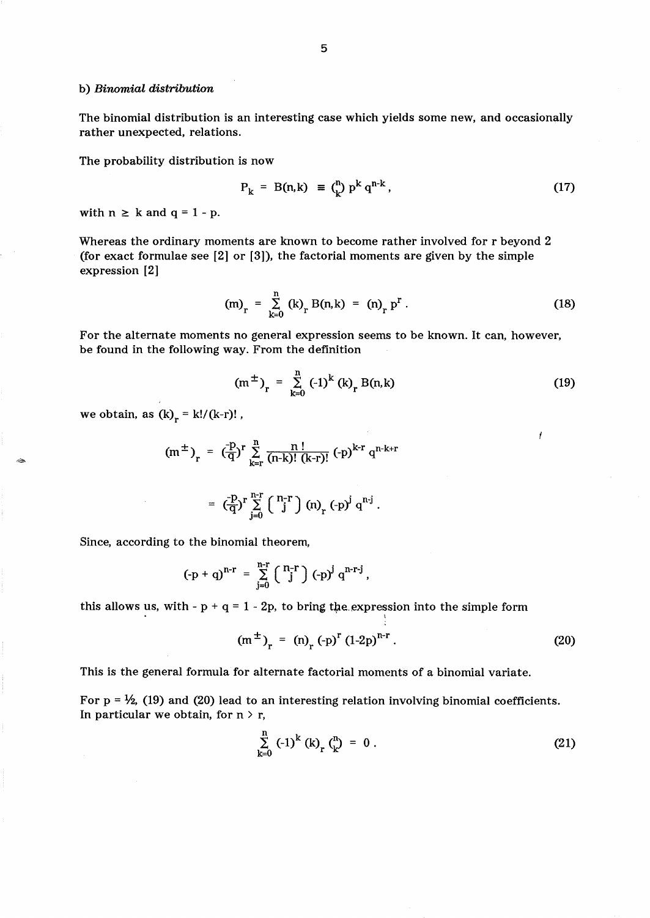b) *Binomial distribution*

The binomial distribution is an interesting case which yields some new, and occasionally rather unexpected, relations.

The probability distribution is now

$$P_k = B(n,k) \equiv \binom{n}{k} p^k q^{n-k}, \tag{17}$$

with $n \geq k$ and $q = 1 - p$.

Whereas the ordinary moments are known to become rather involved for r beyond 2 (for exact formulae see [2] or [3]), the factorial moments are given by the simple expression [2]

$$(m)_r = \sum_{k=0}^{n} (k)_r \, B(n,k) = (n)_r \, p^r . \tag{18}$$

For the alternate moments no general expression seems to be known. It can, however, be found in the following way. From the definition

$$(m^{\pm})_r = \sum_{k=0}^{n} (-1)^k \, (k)_r \, B(n,k) \tag{19}$$

we obtain, as $(k)_r = k!/(k-r)!$,

$$(m^{\pm})_r = \left(\frac{-p}{q}\right)^r \sum_{k=r}^{n} \frac{n!}{(n-k)!\,(k-r)!} (-p)^{k-r} q^{n-k+r}$$

$$= \left(\frac{-p}{q}\right)^r \sum_{j=0}^{n-r} \binom{n-r}{j} (n)_r \, (-p)^j \, q^{n-j} .$$

Since, according to the binomial theorem,

$$(-p + q)^{n-r} = \sum_{j=0}^{n-r} \binom{n-r}{j} (-p)^j \, q^{n-r-j} ,$$

this allows us, with $-p + q = 1 - 2p$, to bring the expression into the simple form

$$(m^{\pm})_r = (n)_r \, (-p)^r \, (1-2p)^{n-r} . \tag{20}$$

This is the general formula for alternate factorial moments of a binomial variate.

For $p = ½$, (19) and (20) lead to an interesting relation involving binomial coefficients. In particular we obtain, for $n > r$,

$$\sum_{k=0}^{n} (-1)^k \, (k)_r \binom{n}{k} = 0 . \tag{21}$$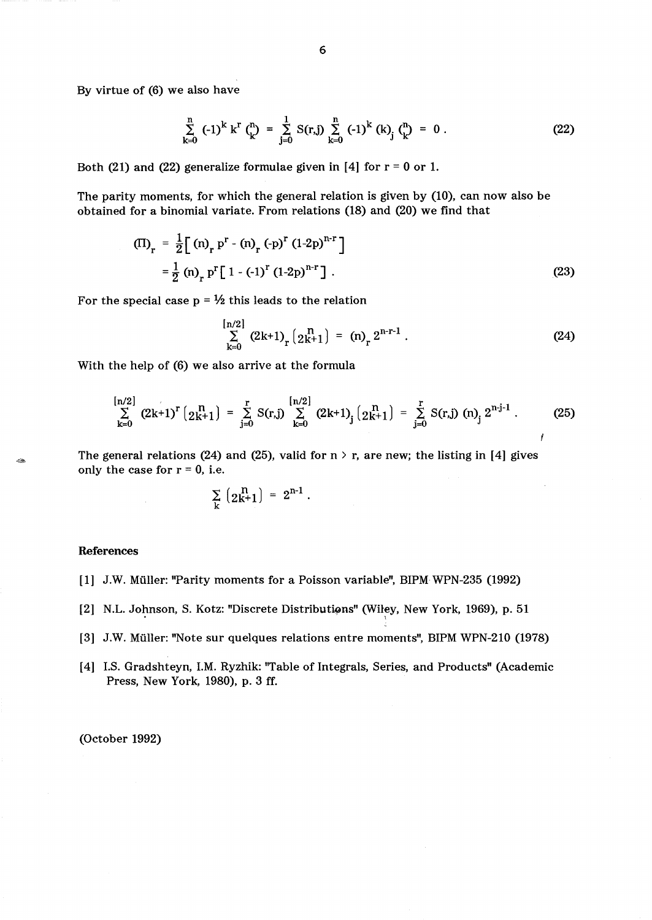By virtue of (6) we also have

$$\sum_{k=0}^{n} (-1)^k \, k^r \binom{n}{k} = \sum_{j=0}^{1} S(r,j) \sum_{k=0}^{n} (-1)^k \, (k)_j \binom{n}{k} = 0 \, . \tag{22}$$

Both (21) and (22) generalize formulae given in [4] for r = 0 or 1.

The parity moments, for which the general relation is given by (10), can now also be obtained for a binomial variate. From relations (18) and (20) we find that

$$\begin{aligned} (\Pi)_r &= \frac{1}{2}\left[ (n)_r \, p^r - (n)_r \, (-p)^r \, (1-2p)^{n-r} \right] \\ &= \frac{1}{2} \, (n)_r \, p^r \left[ 1 - (-1)^r \, (1-2p)^{n-r} \right] . \end{aligned} \tag{23}$$

For the special case p = ½ this leads to the relation

$$\sum_{k=0}^{[n/2]} (2k+1)_r \binom{n}{2k+1} = (n)_r \, 2^{n-r-1} \, . \tag{24}$$

With the help of (6) we also arrive at the formula

$$\sum_{k=0}^{[n/2]} (2k+1)^r \binom{n}{2k+1} = \sum_{j=0}^{r} S(r,j) \sum_{k=0}^{[n/2]} (2k+1)_j \binom{n}{2k+1} = \sum_{j=0}^{r} S(r,j) \, (n)_j \, 2^{n-j-1} \, . \tag{25}$$

The general relations (24) and (25), valid for n > r, are new; the listing in [4] gives only the case for r = 0, i.e.

$$\sum_{k} \binom{n}{2k+1} = 2^{n-1} \, .$$

#### References

[1] J.W. Müller: "Parity moments for a Poisson variable", BIPM WPN-235 (1992)

[2] N.L. Johnson, S. Kotz: "Discrete Distributions" (Wiley, New York, 1969), p. 51

[3] J.W. Müller: "Note sur quelques relations entre moments", BIPM WPN-210 (1978)

[4] I.S. Gradshteyn, I.M. Ryzhik: "Table of Integrals, Series, and Products" (Academic Press, New York, 1980), p. 3 ff.

(October 1992)